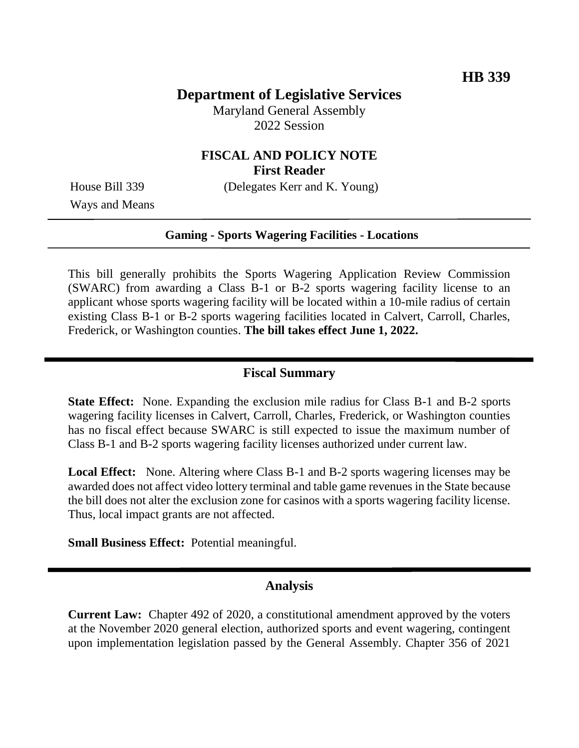HB 339

# Department of Legislative Services

Maryland General Assembly
2022 Session

## FISCAL AND POLICY NOTE
**First Reader**

House Bill 339 (Delegates Kerr and K. Young)
Ways and Means

**Gaming - Sports Wagering Facilities - Locations**

This bill generally prohibits the Sports Wagering Application Review Commission (SWARC) from awarding a Class B-1 or B-2 sports wagering facility license to an applicant whose sports wagering facility will be located within a 10-mile radius of certain existing Class B-1 or B-2 sports wagering facilities located in Calvert, Carroll, Charles, Frederick, or Washington counties. **The bill takes effect June 1, 2022.**

## Fiscal Summary

**State Effect:** None. Expanding the exclusion mile radius for Class B-1 and B-2 sports wagering facility licenses in Calvert, Carroll, Charles, Frederick, or Washington counties has no fiscal effect because SWARC is still expected to issue the maximum number of Class B-1 and B-2 sports wagering facility licenses authorized under current law.

**Local Effect:** None. Altering where Class B-1 and B-2 sports wagering licenses may be awarded does not affect video lottery terminal and table game revenues in the State because the bill does not alter the exclusion zone for casinos with a sports wagering facility license. Thus, local impact grants are not affected.

**Small Business Effect:** Potential meaningful.

## Analysis

**Current Law:** Chapter 492 of 2020, a constitutional amendment approved by the voters at the November 2020 general election, authorized sports and event wagering, contingent upon implementation legislation passed by the General Assembly. Chapter 356 of 2021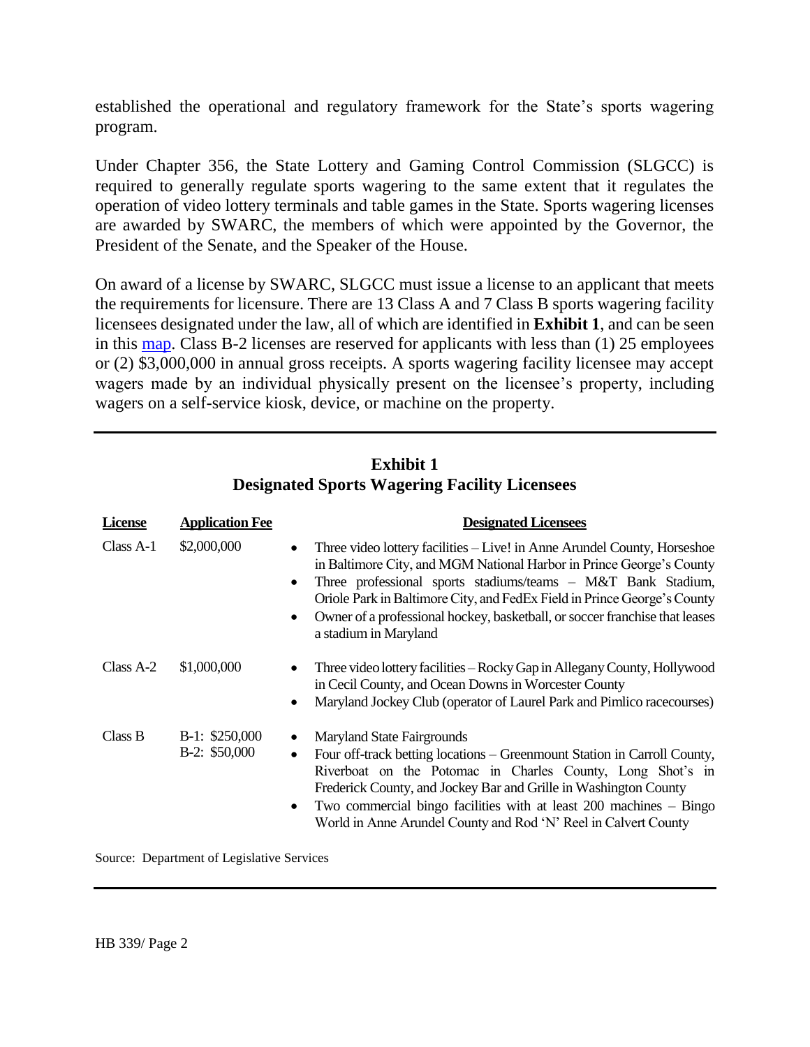established the operational and regulatory framework for the State's sports wagering program.

Under Chapter 356, the State Lottery and Gaming Control Commission (SLGCC) is required to generally regulate sports wagering to the same extent that it regulates the operation of video lottery terminals and table games in the State. Sports wagering licenses are awarded by SWARC, the members of which were appointed by the Governor, the President of the Senate, and the Speaker of the House.

On award of a license by SWARC, SLGCC must issue a license to an applicant that meets the requirements for licensure. There are 13 Class A and 7 Class B sports wagering facility licensees designated under the law, all of which are identified in **Exhibit 1**, and can be seen in this map. Class B-2 licenses are reserved for applicants with less than (1) 25 employees or (2) $3,000,000 in annual gross receipts. A sports wagering facility licensee may accept wagers made by an individual physically present on the licensee's property, including wagers on a self-service kiosk, device, or machine on the property.

**Exhibit 1**
**Designated Sports Wagering Facility Licensees**

| License | Application Fee | Designated Licensees |
|---|---|---|
| Class A-1 | $2,000,000 | • Three video lottery facilities – Live! in Anne Arundel County, Horseshoe in Baltimore City, and MGM National Harbor in Prince George's County<br>• Three professional sports stadiums/teams – M&T Bank Stadium, Oriole Park in Baltimore City, and FedEx Field in Prince George's County<br>• Owner of a professional hockey, basketball, or soccer franchise that leases a stadium in Maryland |
| Class A-2 | $1,000,000 | • Three video lottery facilities – Rocky Gap in Allegany County, Hollywood in Cecil County, and Ocean Downs in Worcester County<br>• Maryland Jockey Club (operator of Laurel Park and Pimlico racecourses) |
| Class B | B-1: $250,000<br>B-2: $50,000 | • Maryland State Fairgrounds<br>• Four off-track betting locations – Greenmount Station in Carroll County, Riverboat on the Potomac in Charles County, Long Shot's in Frederick County, and Jockey Bar and Grille in Washington County<br>• Two commercial bingo facilities with at least 200 machines – Bingo World in Anne Arundel County and Rod 'N' Reel in Calvert County |

Source: Department of Legislative Services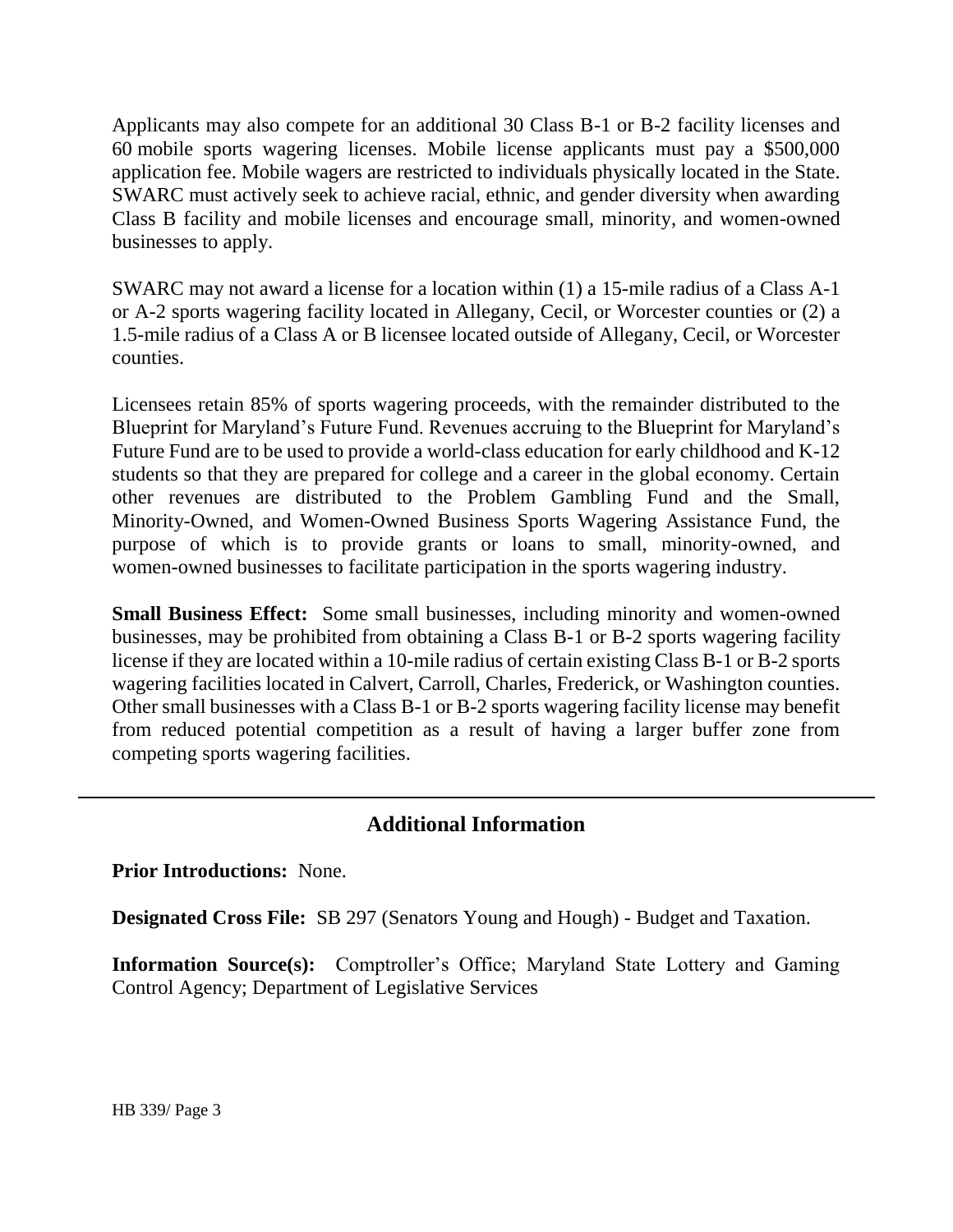Applicants may also compete for an additional 30 Class B-1 or B-2 facility licenses and 60 mobile sports wagering licenses. Mobile license applicants must pay a $500,000 application fee. Mobile wagers are restricted to individuals physically located in the State. SWARC must actively seek to achieve racial, ethnic, and gender diversity when awarding Class B facility and mobile licenses and encourage small, minority, and women-owned businesses to apply.

SWARC may not award a license for a location within (1) a 15-mile radius of a Class A-1 or A-2 sports wagering facility located in Allegany, Cecil, or Worcester counties or (2) a 1.5-mile radius of a Class A or B licensee located outside of Allegany, Cecil, or Worcester counties.

Licensees retain 85% of sports wagering proceeds, with the remainder distributed to the Blueprint for Maryland's Future Fund. Revenues accruing to the Blueprint for Maryland's Future Fund are to be used to provide a world-class education for early childhood and K-12 students so that they are prepared for college and a career in the global economy. Certain other revenues are distributed to the Problem Gambling Fund and the Small, Minority-Owned, and Women-Owned Business Sports Wagering Assistance Fund, the purpose of which is to provide grants or loans to small, minority-owned, and women-owned businesses to facilitate participation in the sports wagering industry.

**Small Business Effect:** Some small businesses, including minority and women-owned businesses, may be prohibited from obtaining a Class B-1 or B-2 sports wagering facility license if they are located within a 10-mile radius of certain existing Class B-1 or B-2 sports wagering facilities located in Calvert, Carroll, Charles, Frederick, or Washington counties. Other small businesses with a Class B-1 or B-2 sports wagering facility license may benefit from reduced potential competition as a result of having a larger buffer zone from competing sports wagering facilities.

---

## Additional Information

**Prior Introductions:** None.

**Designated Cross File:** SB 297 (Senators Young and Hough) - Budget and Taxation.

**Information Source(s):** Comptroller's Office; Maryland State Lottery and Gaming Control Agency; Department of Legislative Services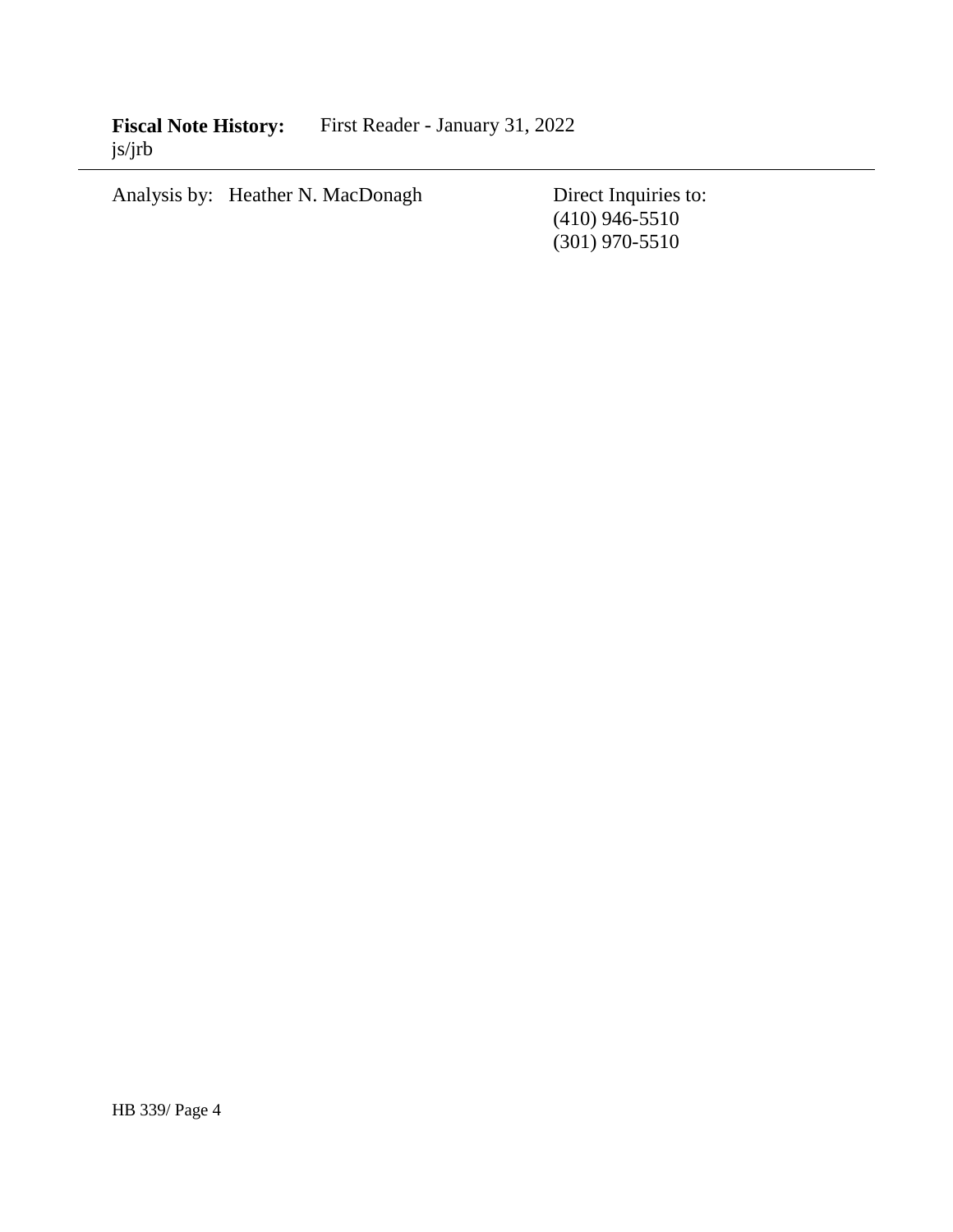**Fiscal Note History:** First Reader - January 31, 2022
js/jrb

---

Analysis by: Heather N. MacDonagh

Direct Inquiries to:
(410) 946-5510
(301) 970-5510